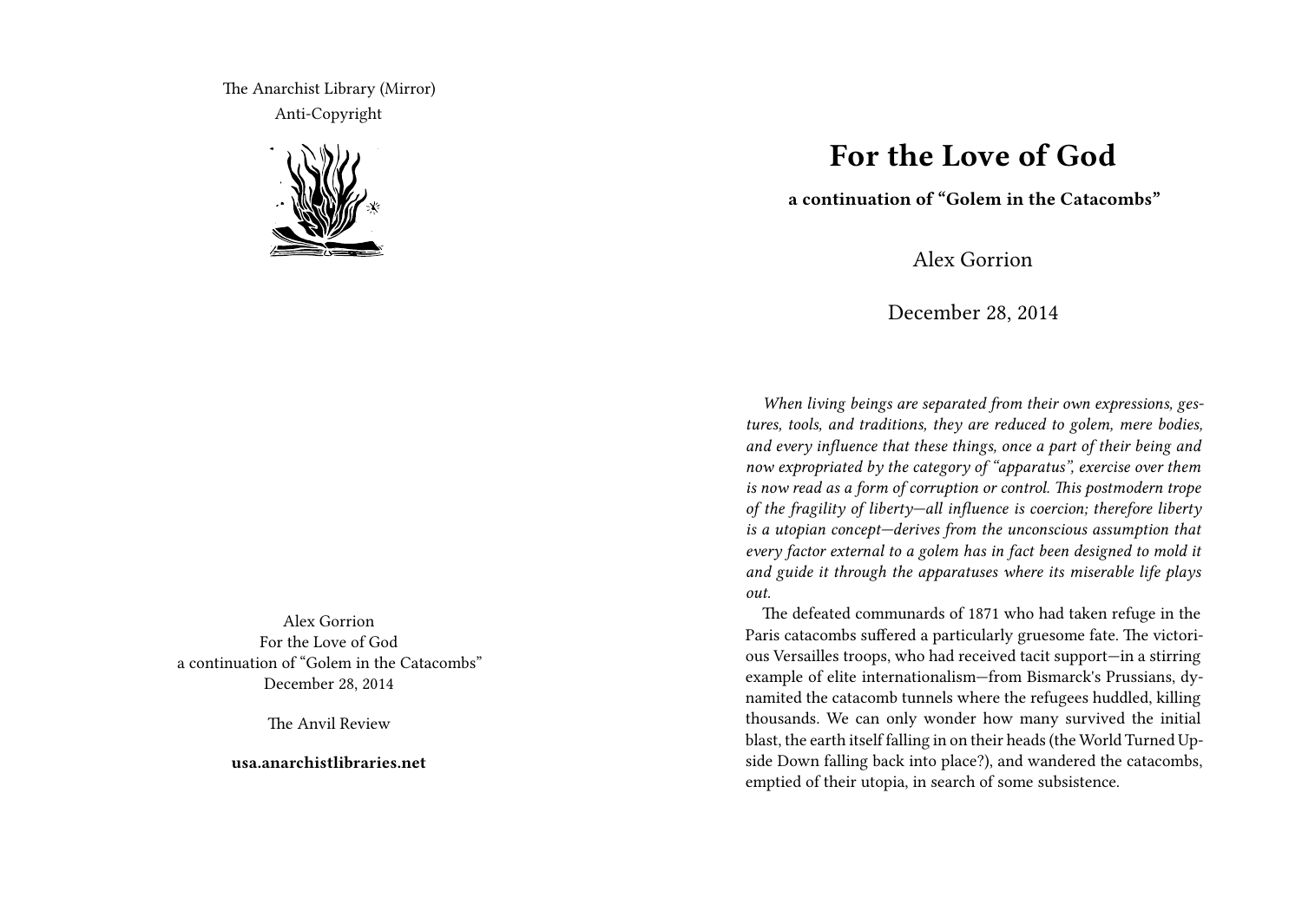The Anarchist Library (Mirror)
Anti-Copyright

Alex Gorrion
For the Love of God
a continuation of "Golem in the Catacombs"
December 28, 2014

The Anvil Review

**usa.anarchistlibraries.net**

# For the Love of God

**a continuation of "Golem in the Catacombs"**

Alex Gorrion

December 28, 2014

*When living beings are separated from their own expressions, gestures, tools, and traditions, they are reduced to golem, mere bodies, and every influence that these things, once a part of their being and now expropriated by the category of "apparatus", exercise over them is now read as a form of corruption or control. This postmodern trope of the fragility of liberty—all influence is coercion; therefore liberty is a utopian concept—derives from the unconscious assumption that every factor external to a golem has in fact been designed to mold it and guide it through the apparatuses where its miserable life plays out.*

The defeated communards of 1871 who had taken refuge in the Paris catacombs suffered a particularly gruesome fate. The victorious Versailles troops, who had received tacit support—in a stirring example of elite internationalism—from Bismarck's Prussians, dynamited the catacomb tunnels where the refugees huddled, killing thousands. We can only wonder how many survived the initial blast, the earth itself falling in on their heads (the World Turned Upside Down falling back into place?), and wandered the catacombs, emptied of their utopia, in search of some subsistence.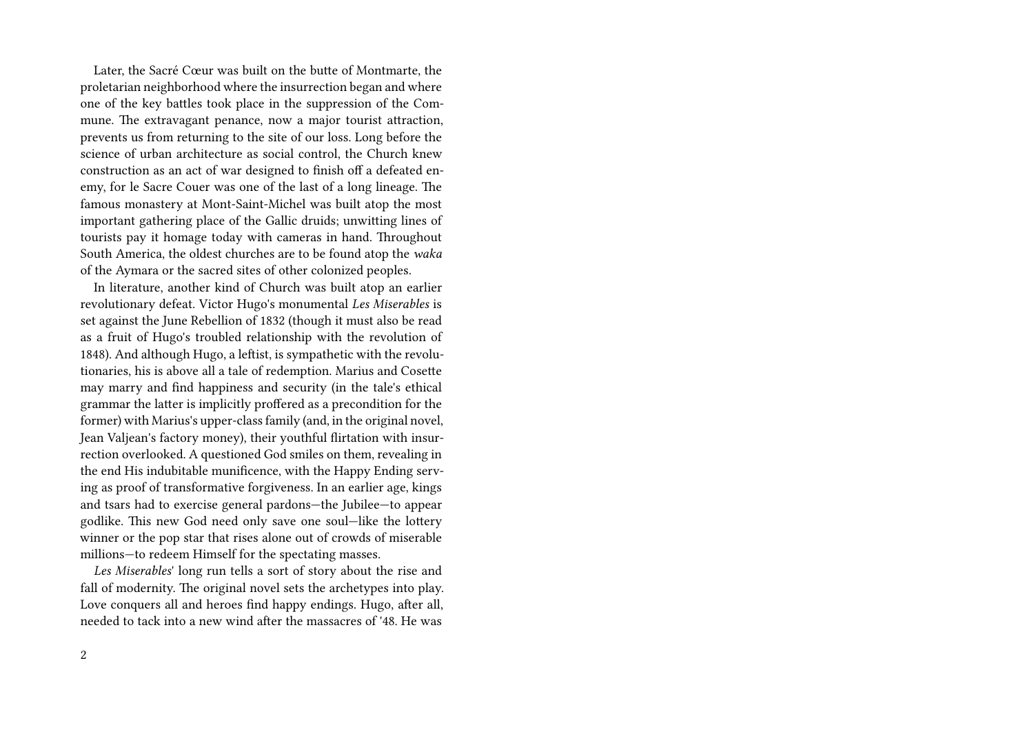Later, the Sacré Cœur was built on the butte of Montmarte, the proletarian neighborhood where the insurrection began and where one of the key battles took place in the suppression of the Commune. The extravagant penance, now a major tourist attraction, prevents us from returning to the site of our loss. Long before the science of urban architecture as social control, the Church knew construction as an act of war designed to finish off a defeated enemy, for le Sacre Couer was one of the last of a long lineage. The famous monastery at Mont-Saint-Michel was built atop the most important gathering place of the Gallic druids; unwitting lines of tourists pay it homage today with cameras in hand. Throughout South America, the oldest churches are to be found atop the *waka* of the Aymara or the sacred sites of other colonized peoples.

In literature, another kind of Church was built atop an earlier revolutionary defeat. Victor Hugo's monumental *Les Miserables* is set against the June Rebellion of 1832 (though it must also be read as a fruit of Hugo's troubled relationship with the revolution of 1848). And although Hugo, a leftist, is sympathetic with the revolutionaries, his is above all a tale of redemption. Marius and Cosette may marry and find happiness and security (in the tale's ethical grammar the latter is implicitly proffered as a precondition for the former) with Marius's upper-class family (and, in the original novel, Jean Valjean's factory money), their youthful flirtation with insurrection overlooked. A questioned God smiles on them, revealing in the end His indubitable munificence, with the Happy Ending serving as proof of transformative forgiveness. In an earlier age, kings and tsars had to exercise general pardons—the Jubilee—to appear godlike. This new God need only save one soul—like the lottery winner or the pop star that rises alone out of crowds of miserable millions—to redeem Himself for the spectating masses.

*Les Miserables*' long run tells a sort of story about the rise and fall of modernity. The original novel sets the archetypes into play. Love conquers all and heroes find happy endings. Hugo, after all, needed to tack into a new wind after the massacres of '48. He was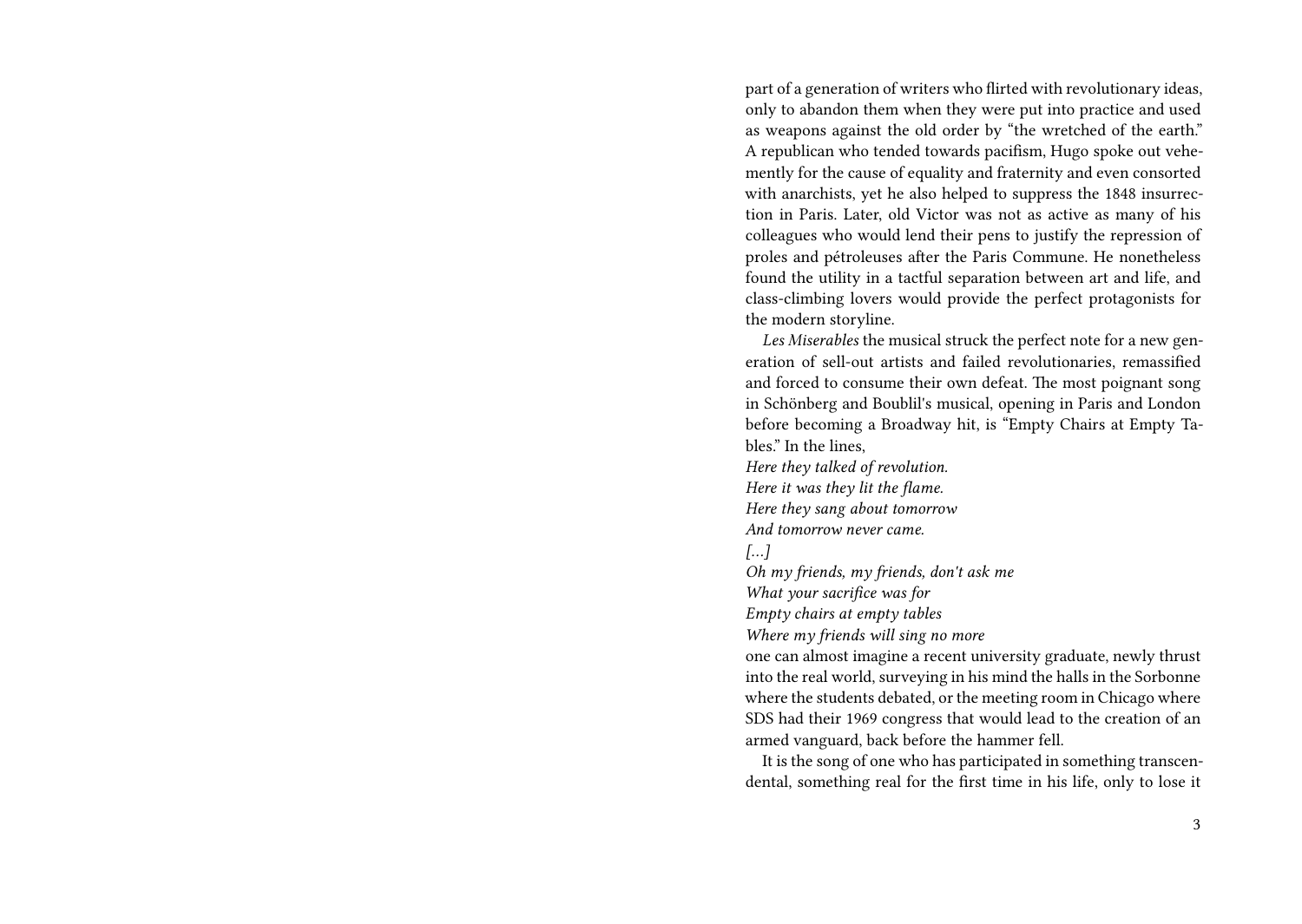part of a generation of writers who flirted with revolutionary ideas, only to abandon them when they were put into practice and used as weapons against the old order by "the wretched of the earth." A republican who tended towards pacifism, Hugo spoke out vehemently for the cause of equality and fraternity and even consorted with anarchists, yet he also helped to suppress the 1848 insurrection in Paris. Later, old Victor was not as active as many of his colleagues who would lend their pens to justify the repression of proles and pétroleuses after the Paris Commune. He nonetheless found the utility in a tactful separation between art and life, and class-climbing lovers would provide the perfect protagonists for the modern storyline.

*Les Miserables* the musical struck the perfect note for a new generation of sell-out artists and failed revolutionaries, remassified and forced to consume their own defeat. The most poignant song in Schönberg and Boublil's musical, opening in Paris and London before becoming a Broadway hit, is "Empty Chairs at Empty Tables." In the lines,

*Here they talked of revolution.*
*Here it was they lit the flame.*
*Here they sang about tomorrow*
*And tomorrow never came.*
*[…]*
*Oh my friends, my friends, don't ask me*
*What your sacrifice was for*
*Empty chairs at empty tables*
*Where my friends will sing no more*

one can almost imagine a recent university graduate, newly thrust into the real world, surveying in his mind the halls in the Sorbonne where the students debated, or the meeting room in Chicago where SDS had their 1969 congress that would lead to the creation of an armed vanguard, back before the hammer fell.

It is the song of one who has participated in something transcendental, something real for the first time in his life, only to lose it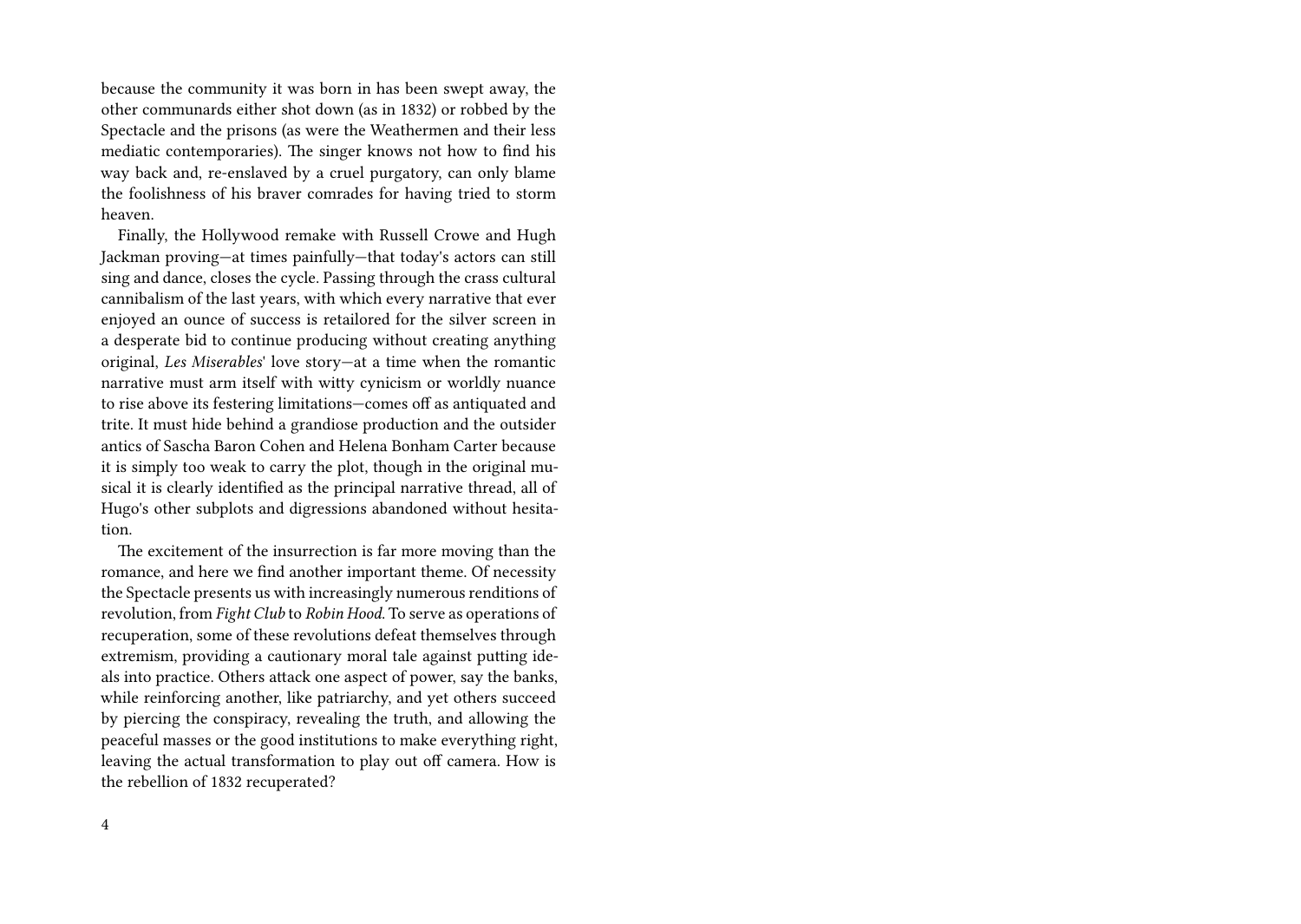because the community it was born in has been swept away, the other communards either shot down (as in 1832) or robbed by the Spectacle and the prisons (as were the Weathermen and their less mediatic contemporaries). The singer knows not how to find his way back and, re-enslaved by a cruel purgatory, can only blame the foolishness of his braver comrades for having tried to storm heaven.

Finally, the Hollywood remake with Russell Crowe and Hugh Jackman proving—at times painfully—that today's actors can still sing and dance, closes the cycle. Passing through the crass cultural cannibalism of the last years, with which every narrative that ever enjoyed an ounce of success is retailored for the silver screen in a desperate bid to continue producing without creating anything original, *Les Miserables*' love story—at a time when the romantic narrative must arm itself with witty cynicism or worldly nuance to rise above its festering limitations—comes off as antiquated and trite. It must hide behind a grandiose production and the outsider antics of Sascha Baron Cohen and Helena Bonham Carter because it is simply too weak to carry the plot, though in the original musical it is clearly identified as the principal narrative thread, all of Hugo's other subplots and digressions abandoned without hesitation.

The excitement of the insurrection is far more moving than the romance, and here we find another important theme. Of necessity the Spectacle presents us with increasingly numerous renditions of revolution, from *Fight Club* to *Robin Hood*. To serve as operations of recuperation, some of these revolutions defeat themselves through extremism, providing a cautionary moral tale against putting ideals into practice. Others attack one aspect of power, say the banks, while reinforcing another, like patriarchy, and yet others succeed by piercing the conspiracy, revealing the truth, and allowing the peaceful masses or the good institutions to make everything right, leaving the actual transformation to play out off camera. How is the rebellion of 1832 recuperated?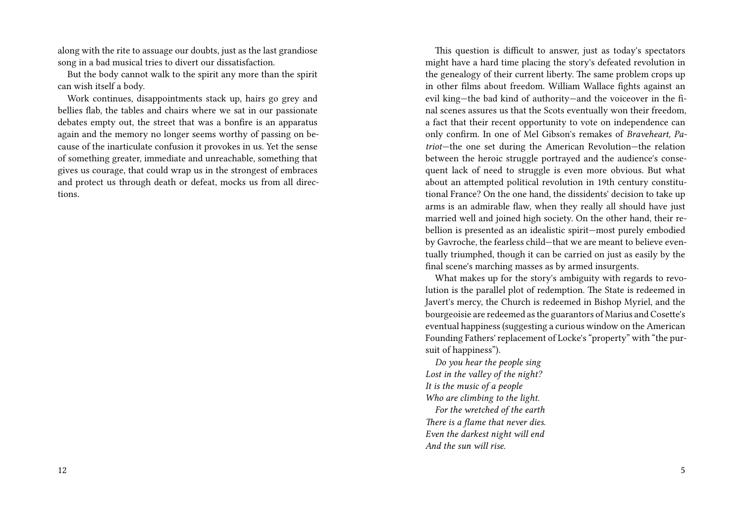along with the rite to assuage our doubts, just as the last grandiose song in a bad musical tries to divert our dissatisfaction.

But the body cannot walk to the spirit any more than the spirit can wish itself a body.

Work continues, disappointments stack up, hairs go grey and bellies flab, the tables and chairs where we sat in our passionate debates empty out, the street that was a bonfire is an apparatus again and the memory no longer seems worthy of passing on because of the inarticulate confusion it provokes in us. Yet the sense of something greater, immediate and unreachable, something that gives us courage, that could wrap us in the strongest of embraces and protect us through death or defeat, mocks us from all directions.

This question is difficult to answer, just as today's spectators might have a hard time placing the story's defeated revolution in the genealogy of their current liberty. The same problem crops up in other films about freedom. William Wallace fights against an evil king—the bad kind of authority—and the voiceover in the final scenes assures us that the Scots eventually won their freedom, a fact that their recent opportunity to vote on independence can only confirm. In one of Mel Gibson's remakes of *Braveheart, Patriot*—the one set during the American Revolution—the relation between the heroic struggle portrayed and the audience's consequent lack of need to struggle is even more obvious. But what about an attempted political revolution in 19th century constitutional France? On the one hand, the dissidents' decision to take up arms is an admirable flaw, when they really all should have just married well and joined high society. On the other hand, their rebellion is presented as an idealistic spirit—most purely embodied by Gavroche, the fearless child—that we are meant to believe eventually triumphed, though it can be carried on just as easily by the final scene's marching masses as by armed insurgents.

What makes up for the story's ambiguity with regards to revolution is the parallel plot of redemption. The State is redeemed in Javert's mercy, the Church is redeemed in Bishop Myriel, and the bourgeoisie are redeemed as the guarantors of Marius and Cosette's eventual happiness (suggesting a curious window on the American Founding Fathers' replacement of Locke's "property" with "the pursuit of happiness").

*Do you hear the people sing*
*Lost in the valley of the night?*
*It is the music of a people*
*Who are climbing to the light.*

*For the wretched of the earth*
*There is a flame that never dies.*
*Even the darkest night will end*
*And the sun will rise.*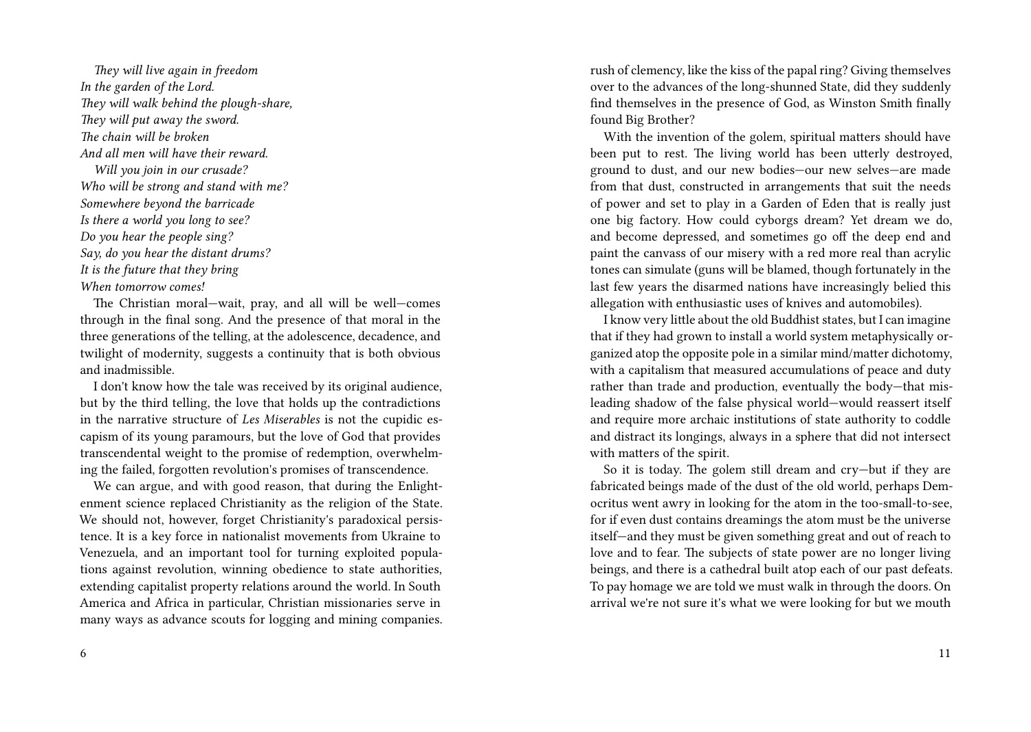*They will live again in freedom*
*In the garden of the Lord.*
*They will walk behind the plough-share,*
*They will put away the sword.*
*The chain will be broken*
*And all men will have their reward.*

*Will you join in our crusade?*
*Who will be strong and stand with me?*
*Somewhere beyond the barricade*
*Is there a world you long to see?*
*Do you hear the people sing?*
*Say, do you hear the distant drums?*
*It is the future that they bring*
*When tomorrow comes!*

The Christian moral—wait, pray, and all will be well—comes through in the final song. And the presence of that moral in the three generations of the telling, at the adolescence, decadence, and twilight of modernity, suggests a continuity that is both obvious and inadmissible.

I don't know how the tale was received by its original audience, but by the third telling, the love that holds up the contradictions in the narrative structure of *Les Miserables* is not the cupidic escapism of its young paramours, but the love of God that provides transcendental weight to the promise of redemption, overwhelming the failed, forgotten revolution's promises of transcendence.

We can argue, and with good reason, that during the Enlightenment science replaced Christianity as the religion of the State. We should not, however, forget Christianity's paradoxical persistence. It is a key force in nationalist movements from Ukraine to Venezuela, and an important tool for turning exploited populations against revolution, winning obedience to state authorities, extending capitalist property relations around the world. In South America and Africa in particular, Christian missionaries serve in many ways as advance scouts for logging and mining companies.

rush of clemency, like the kiss of the papal ring? Giving themselves over to the advances of the long-shunned State, did they suddenly find themselves in the presence of God, as Winston Smith finally found Big Brother?

With the invention of the golem, spiritual matters should have been put to rest. The living world has been utterly destroyed, ground to dust, and our new bodies—our new selves—are made from that dust, constructed in arrangements that suit the needs of power and set to play in a Garden of Eden that is really just one big factory. How could cyborgs dream? Yet dream we do, and become depressed, and sometimes go off the deep end and paint the canvass of our misery with a red more real than acrylic tones can simulate (guns will be blamed, though fortunately in the last few years the disarmed nations have increasingly belied this allegation with enthusiastic uses of knives and automobiles).

I know very little about the old Buddhist states, but I can imagine that if they had grown to install a world system metaphysically organized atop the opposite pole in a similar mind/matter dichotomy, with a capitalism that measured accumulations of peace and duty rather than trade and production, eventually the body—that misleading shadow of the false physical world—would reassert itself and require more archaic institutions of state authority to coddle and distract its longings, always in a sphere that did not intersect with matters of the spirit.

So it is today. The golem still dream and cry—but if they are fabricated beings made of the dust of the old world, perhaps Democritus went awry in looking for the atom in the too-small-to-see, for if even dust contains dreamings the atom must be the universe itself—and they must be given something great and out of reach to love and to fear. The subjects of state power are no longer living beings, and there is a cathedral built atop each of our past defeats. To pay homage we are told we must walk in through the doors. On arrival we're not sure it's what we were looking for but we mouth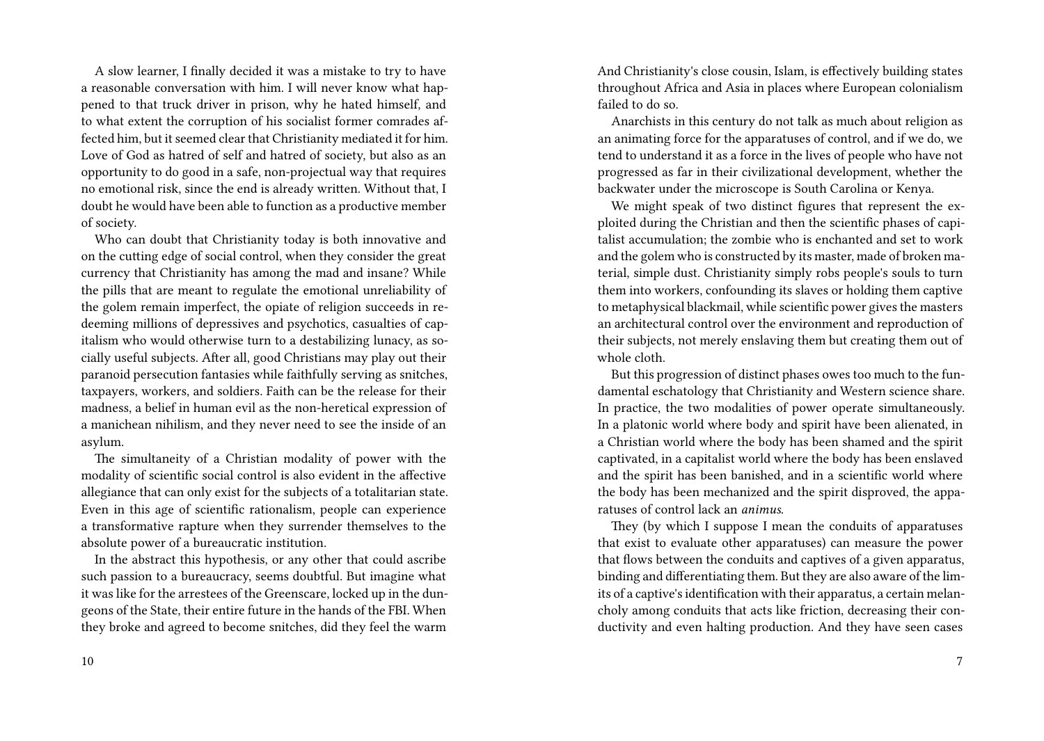A slow learner, I finally decided it was a mistake to try to have a reasonable conversation with him. I will never know what happened to that truck driver in prison, why he hated himself, and to what extent the corruption of his socialist former comrades affected him, but it seemed clear that Christianity mediated it for him. Love of God as hatred of self and hatred of society, but also as an opportunity to do good in a safe, non-projectual way that requires no emotional risk, since the end is already written. Without that, I doubt he would have been able to function as a productive member of society.

Who can doubt that Christianity today is both innovative and on the cutting edge of social control, when they consider the great currency that Christianity has among the mad and insane? While the pills that are meant to regulate the emotional unreliability of the golem remain imperfect, the opiate of religion succeeds in redeeming millions of depressives and psychotics, casualties of capitalism who would otherwise turn to a destabilizing lunacy, as socially useful subjects. After all, good Christians may play out their paranoid persecution fantasies while faithfully serving as snitches, taxpayers, workers, and soldiers. Faith can be the release for their madness, a belief in human evil as the non-heretical expression of a manichean nihilism, and they never need to see the inside of an asylum.

The simultaneity of a Christian modality of power with the modality of scientific social control is also evident in the affective allegiance that can only exist for the subjects of a totalitarian state. Even in this age of scientific rationalism, people can experience a transformative rapture when they surrender themselves to the absolute power of a bureaucratic institution.

In the abstract this hypothesis, or any other that could ascribe such passion to a bureaucracy, seems doubtful. But imagine what it was like for the arrestees of the Greenscare, locked up in the dungeons of the State, their entire future in the hands of the FBI. When they broke and agreed to become snitches, did they feel the warm

And Christianity's close cousin, Islam, is effectively building states throughout Africa and Asia in places where European colonialism failed to do so.

Anarchists in this century do not talk as much about religion as an animating force for the apparatuses of control, and if we do, we tend to understand it as a force in the lives of people who have not progressed as far in their civilizational development, whether the backwater under the microscope is South Carolina or Kenya.

We might speak of two distinct figures that represent the exploited during the Christian and then the scientific phases of capitalist accumulation; the zombie who is enchanted and set to work and the golem who is constructed by its master, made of broken material, simple dust. Christianity simply robs people's souls to turn them into workers, confounding its slaves or holding them captive to metaphysical blackmail, while scientific power gives the masters an architectural control over the environment and reproduction of their subjects, not merely enslaving them but creating them out of whole cloth.

But this progression of distinct phases owes too much to the fundamental eschatology that Christianity and Western science share. In practice, the two modalities of power operate simultaneously. In a platonic world where body and spirit have been alienated, in a Christian world where the body has been shamed and the spirit captivated, in a capitalist world where the body has been enslaved and the spirit has been banished, and in a scientific world where the body has been mechanized and the spirit disproved, the apparatuses of control lack an *animus*.

They (by which I suppose I mean the conduits of apparatuses that exist to evaluate other apparatuses) can measure the power that flows between the conduits and captives of a given apparatus, binding and differentiating them. But they are also aware of the limits of a captive's identification with their apparatus, a certain melancholy among conduits that acts like friction, decreasing their conductivity and even halting production. And they have seen cases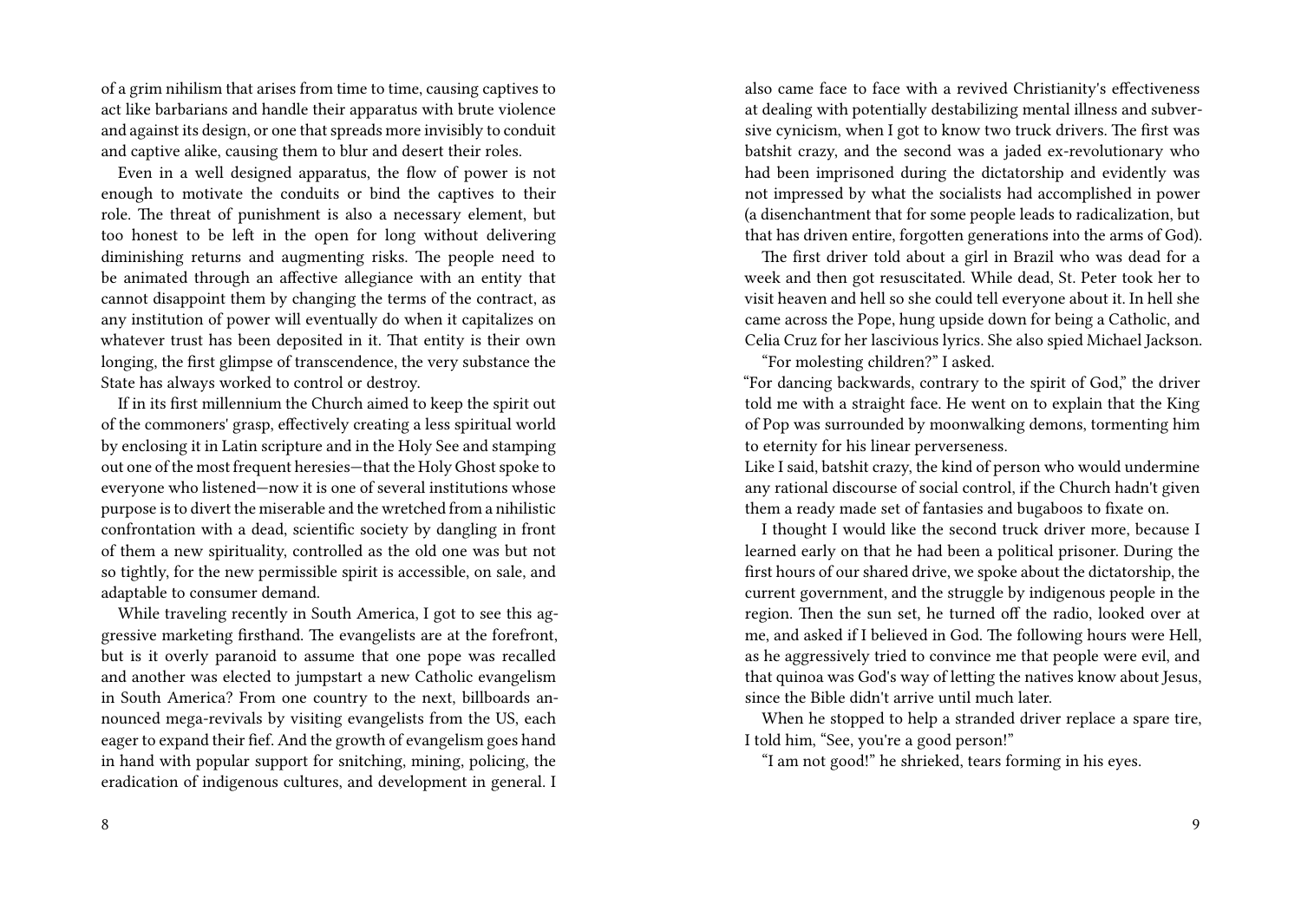of a grim nihilism that arises from time to time, causing captives to act like barbarians and handle their apparatus with brute violence and against its design, or one that spreads more invisibly to conduit and captive alike, causing them to blur and desert their roles.

Even in a well designed apparatus, the flow of power is not enough to motivate the conduits or bind the captives to their role. The threat of punishment is also a necessary element, but too honest to be left in the open for long without delivering diminishing returns and augmenting risks. The people need to be animated through an affective allegiance with an entity that cannot disappoint them by changing the terms of the contract, as any institution of power will eventually do when it capitalizes on whatever trust has been deposited in it. That entity is their own longing, the first glimpse of transcendence, the very substance the State has always worked to control or destroy.

If in its first millennium the Church aimed to keep the spirit out of the commoners' grasp, effectively creating a less spiritual world by enclosing it in Latin scripture and in the Holy See and stamping out one of the most frequent heresies—that the Holy Ghost spoke to everyone who listened—now it is one of several institutions whose purpose is to divert the miserable and the wretched from a nihilistic confrontation with a dead, scientific society by dangling in front of them a new spirituality, controlled as the old one was but not so tightly, for the new permissible spirit is accessible, on sale, and adaptable to consumer demand.

While traveling recently in South America, I got to see this aggressive marketing firsthand. The evangelists are at the forefront, but is it overly paranoid to assume that one pope was recalled and another was elected to jumpstart a new Catholic evangelism in South America? From one country to the next, billboards announced mega-revivals by visiting evangelists from the US, each eager to expand their fief. And the growth of evangelism goes hand in hand with popular support for snitching, mining, policing, the eradication of indigenous cultures, and development in general. I also came face to face with a revived Christianity's effectiveness at dealing with potentially destabilizing mental illness and subversive cynicism, when I got to know two truck drivers. The first was batshit crazy, and the second was a jaded ex-revolutionary who had been imprisoned during the dictatorship and evidently was not impressed by what the socialists had accomplished in power (a disenchantment that for some people leads to radicalization, but that has driven entire, forgotten generations into the arms of God).

The first driver told about a girl in Brazil who was dead for a week and then got resuscitated. While dead, St. Peter took her to visit heaven and hell so she could tell everyone about it. In hell she came across the Pope, hung upside down for being a Catholic, and Celia Cruz for her lascivious lyrics. She also spied Michael Jackson.

"For molesting children?" I asked.

"For dancing backwards, contrary to the spirit of God," the driver told me with a straight face. He went on to explain that the King of Pop was surrounded by moonwalking demons, tormenting him to eternity for his linear perverseness.

Like I said, batshit crazy, the kind of person who would undermine any rational discourse of social control, if the Church hadn't given them a ready made set of fantasies and bugaboos to fixate on.

I thought I would like the second truck driver more, because I learned early on that he had been a political prisoner. During the first hours of our shared drive, we spoke about the dictatorship, the current government, and the struggle by indigenous people in the region. Then the sun set, he turned off the radio, looked over at me, and asked if I believed in God. The following hours were Hell, as he aggressively tried to convince me that people were evil, and that quinoa was God's way of letting the natives know about Jesus, since the Bible didn't arrive until much later.

When he stopped to help a stranded driver replace a spare tire, I told him, "See, you're a good person!"

"I am not good!" he shrieked, tears forming in his eyes.